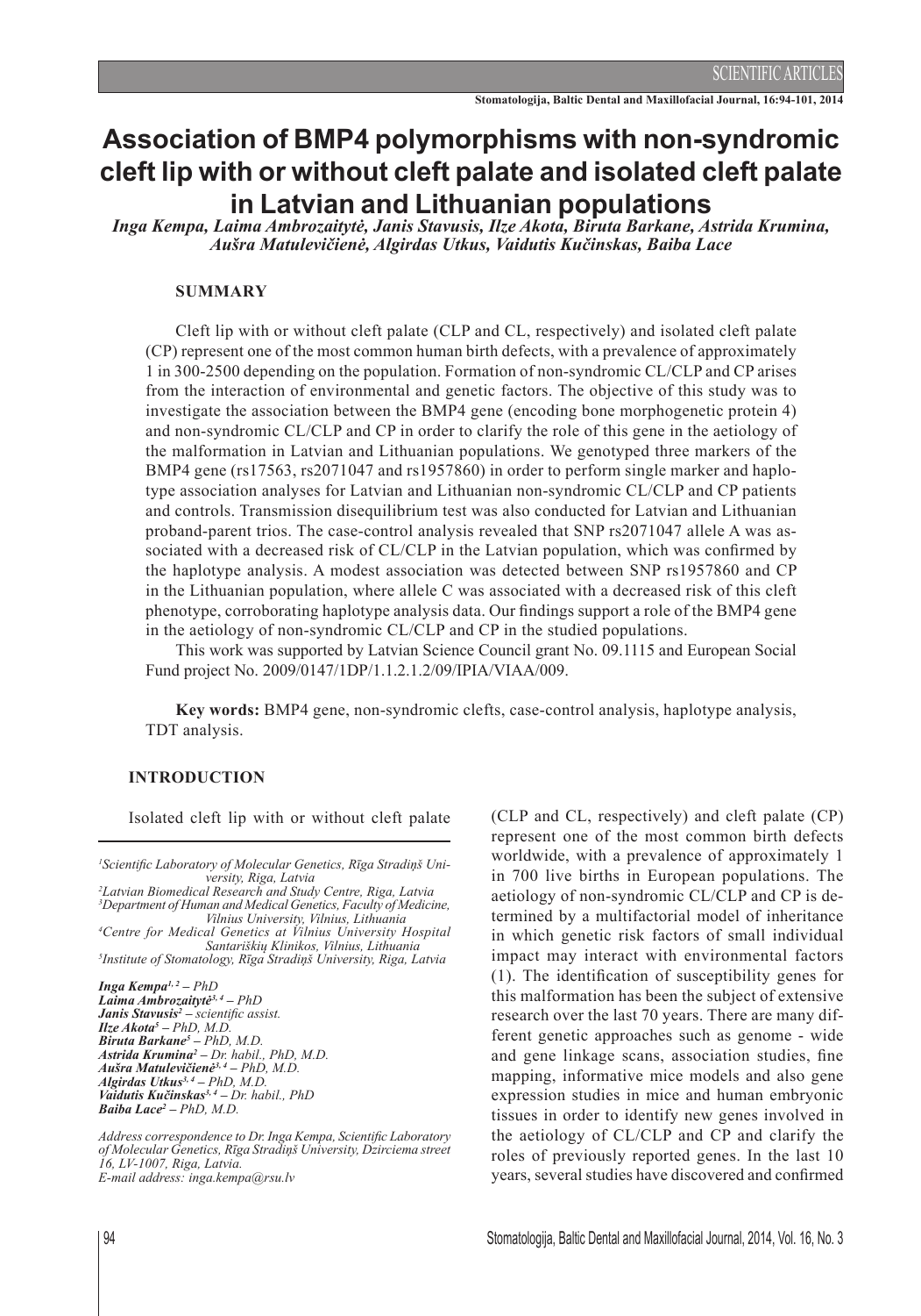# Association of BMP4 polymorphisms with non-syndromic cleft lip with or without cleft palate and isolated cleft palate in Latvian and Lithuanian populations

*Inga Kempa, Laima Ambrozaitytė, Janis Stavusis, Ilze Akota, Biruta Barkane, Astrida Krumina, Aušra Matulevičienė, Algirdas Utkus, Vaidutis Kučinskas, Baiba Lace*

## SUMMARY

Cleft lip with or without cleft palate (CLP and CL, respectively) and isolated cleft palate (CP) represent one of the most common human birth defects, with a prevalence of approximately 1 in 300-2500 depending on the population. Formation of non-syndromic CL/CLP and CP arises from the interaction of environmental and genetic factors. The objective of this study was to investigate the association between the BMP4 gene (encoding bone morphogenetic protein 4) and non-syndromic CL/CLP and CP in order to clarify the role of this gene in the aetiology of the malformation in Latvian and Lithuanian populations. We genotyped three markers of the BMP4 gene (rs17563, rs2071047 and rs1957860) in order to perform single marker and haplotype association analyses for Latvian and Lithuanian non-syndromic CL/CLP and CP patients and controls. Transmission disequilibrium test was also conducted for Latvian and Lithuanian proband-parent trios. The case-control analysis revealed that SNP rs2071047 allele A was associated with a decreased risk of CL/CLP in the Latvian population, which was confirmed by the haplotype analysis. A modest association was detected between SNP rs1957860 and CP in the Lithuanian population, where allele C was associated with a decreased risk of this cleft phenotype, corroborating haplotype analysis data. Our findings support a role of the BMP4 gene in the aetiology of non-syndromic CL/CLP and CP in the studied populations.

This work was supported by Latvian Science Council grant No. 09.1115 and European Social Fund project No. 2009/0147/1DP/1.1.2.1.2/09/IPIA/VIAA/009.

**Key words:** BMP4 gene, non-syndromic clefts, case-control analysis, haplotype analysis, TDT analysis.

## INTRODUCTION

Isolated cleft lip with or without cleft palate (CLP and CL, respectively) and cleft palate (CP) represent one of the most common birth defects worldwide, with a prevalence of approximately 1 in 700 live births in European populations. The aetiology of non-syndromic CL/CLP and CP is determined by a multifactorial model of inheritance in which genetic risk factors of small individual impact may interact with environmental factors (1). The identification of susceptibility genes for this malformation has been the subject of extensive research over the last 70 years. There are many different genetic approaches such as genome - wide and gene linkage scans, association studies, fine mapping, informative mice models and also gene expression studies in mice and human embryonic tissues in order to identify new genes involved in the aetiology of CL/CLP and CP and clarify the roles of previously reported genes. In the last 10 years, several studies have discovered and confirmed

---

[1]Scientific Laboratory of Molecular Genetics, Rīga Stradiņš University, Riga, Latvia
[2]Latvian Biomedical Research and Study Centre, Riga, Latvia
[3]Department of Human and Medical Genetics, Faculty of Medicine, Vilnius University, Vilnius, Lithuania
[4]Centre for Medical Genetics at Vilnius University Hospital Santariškių Klinikos, Vilnius, Lithuania
[5]Institute of Stomatology, Rīga Stradiņš University, Riga, Latvia

*Inga Kempa*[1, 2] *– PhD*
*Laima Ambrozaitytė*[3, 4] *– PhD*
*Janis Stavusis*[2] *– scientific assist.*
*Ilze Akota*[5] *– PhD, M.D.*
*Biruta Barkane*[5] *– PhD, M.D.*
*Astrida Krumina*[2] *– Dr. habil., PhD, M.D.*
*Aušra Matulevičienė*[3, 4] *– PhD, M.D.*
*Algirdas Utkus*[3, 4] *– PhD, M.D.*
*Vaidutis Kučinskas*[3, 4] *– Dr. habil., PhD*
*Baiba Lace*[2] *– PhD, M.D.*

*Address correspondence to Dr. Inga Kempa, Scientific Laboratory of Molecular Genetics, Rīga Stradiņš University, Dzirciema street 16, LV-1007, Riga, Latvia.*
*E-mail address: inga.kempa@rsu.lv*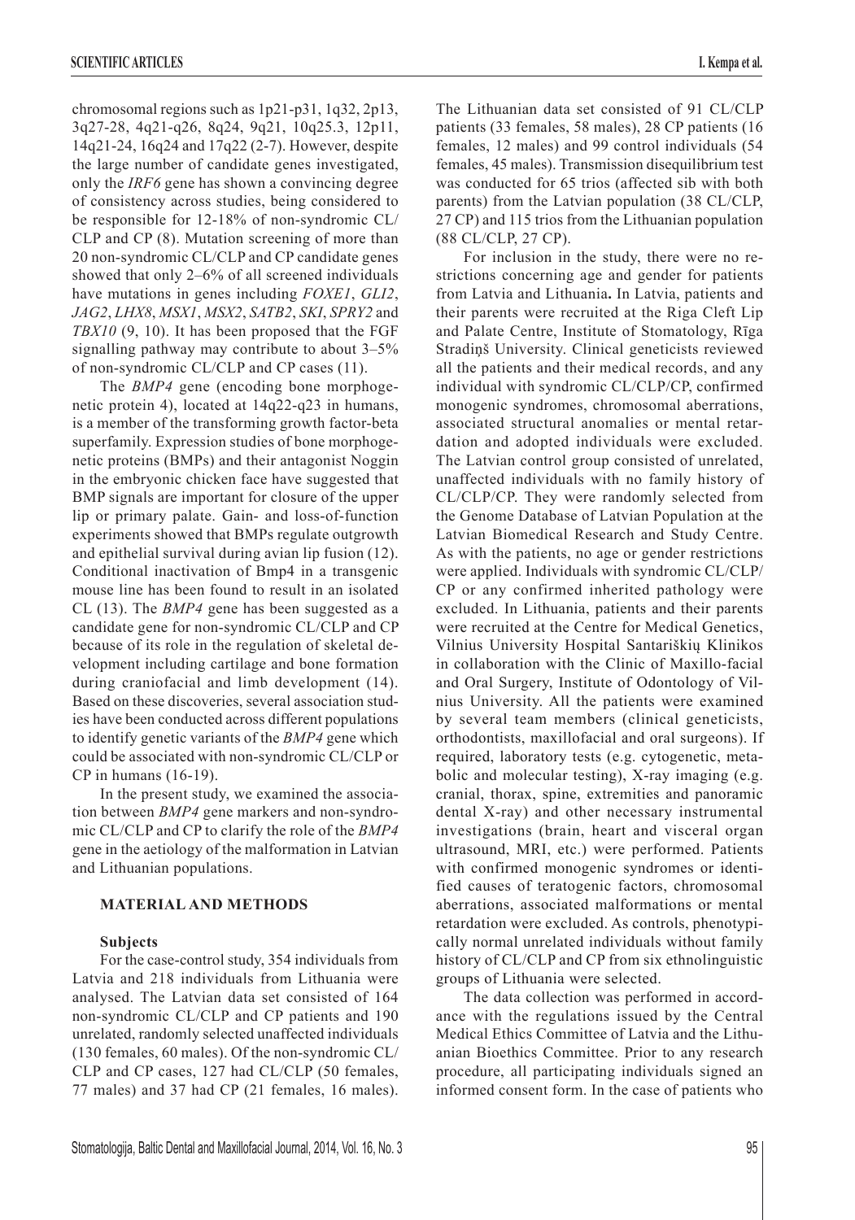chromosomal regions such as 1p21-p31, 1q32, 2p13, 3q27-28, 4q21-q26, 8q24, 9q21, 10q25.3, 12p11, 14q21-24, 16q24 and 17q22 (2-7). However, despite the large number of candidate genes investigated, only the *IRF6* gene has shown a convincing degree of consistency across studies, being considered to be responsible for 12-18% of non-syndromic CL/CLP and CP (8). Mutation screening of more than 20 non-syndromic CL/CLP and CP candidate genes showed that only 2–6% of all screened individuals have mutations in genes including *FOXE1*, *GLI2*, *JAG2*, *LHX8*, *MSX1*, *MSX2*, *SATB2*, *SKI*, *SPRY2* and *TBX10* (9, 10). It has been proposed that the FGF signalling pathway may contribute to about 3–5% of non-syndromic CL/CLP and CP cases (11).

The *BMP4* gene (encoding bone morphogenetic protein 4), located at 14q22-q23 in humans, is a member of the transforming growth factor-beta superfamily. Expression studies of bone morphogenetic proteins (BMPs) and their antagonist Noggin in the embryonic chicken face have suggested that BMP signals are important for closure of the upper lip or primary palate. Gain- and loss-of-function experiments showed that BMPs regulate outgrowth and epithelial survival during avian lip fusion (12). Conditional inactivation of Bmp4 in a transgenic mouse line has been found to result in an isolated CL (13). The *BMP4* gene has been suggested as a candidate gene for non-syndromic CL/CLP and CP because of its role in the regulation of skeletal development including cartilage and bone formation during craniofacial and limb development (14). Based on these discoveries, several association studies have been conducted across different populations to identify genetic variants of the *BMP4* gene which could be associated with non-syndromic CL/CLP or CP in humans (16-19).

In the present study, we examined the association between *BMP4* gene markers and non-syndromic CL/CLP and CP to clarify the role of the *BMP4* gene in the aetiology of the malformation in Latvian and Lithuanian populations.

## MATERIAL AND METHODS

### Subjects

For the case-control study, 354 individuals from Latvia and 218 individuals from Lithuania were analysed. The Latvian data set consisted of 164 non-syndromic CL/CLP and CP patients and 190 unrelated, randomly selected unaffected individuals (130 females, 60 males). Of the non-syndromic CL/CLP and CP cases, 127 had CL/CLP (50 females, 77 males) and 37 had CP (21 females, 16 males). The Lithuanian data set consisted of 91 CL/CLP patients (33 females, 58 males), 28 CP patients (16 females, 12 males) and 99 control individuals (54 females, 45 males). Transmission disequilibrium test was conducted for 65 trios (affected sib with both parents) from the Latvian population (38 CL/CLP, 27 CP) and 115 trios from the Lithuanian population (88 CL/CLP, 27 CP).

For inclusion in the study, there were no restrictions concerning age and gender for patients from Latvia and Lithuania**.** In Latvia, patients and their parents were recruited at the Riga Cleft Lip and Palate Centre, Institute of Stomatology, Rīga Stradiņš University. Clinical geneticists reviewed all the patients and their medical records, and any individual with syndromic CL/CLP/CP, confirmed monogenic syndromes, chromosomal aberrations, associated structural anomalies or mental retardation and adopted individuals were excluded. The Latvian control group consisted of unrelated, unaffected individuals with no family history of CL/CLP/CP. They were randomly selected from the Genome Database of Latvian Population at the Latvian Biomedical Research and Study Centre. As with the patients, no age or gender restrictions were applied. Individuals with syndromic CL/CLP/CP or any confirmed inherited pathology were excluded. In Lithuania, patients and their parents were recruited at the Centre for Medical Genetics, Vilnius University Hospital Santariškių Klinikos in collaboration with the Clinic of Maxillo-facial and Oral Surgery, Institute of Odontology of Vilnius University. All the patients were examined by several team members (clinical geneticists, orthodontists, maxillofacial and oral surgeons). If required, laboratory tests (e.g. cytogenetic, metabolic and molecular testing), X-ray imaging (e.g. cranial, thorax, spine, extremities and panoramic dental X-ray) and other necessary instrumental investigations (brain, heart and visceral organ ultrasound, MRI, etc.) were performed. Patients with confirmed monogenic syndromes or identified causes of teratogenic factors, chromosomal aberrations, associated malformations or mental retardation were excluded. As controls, phenotypically normal unrelated individuals without family history of CL/CLP and CP from six ethnolinguistic groups of Lithuania were selected.

The data collection was performed in accordance with the regulations issued by the Central Medical Ethics Committee of Latvia and the Lithuanian Bioethics Committee. Prior to any research procedure, all participating individuals signed an informed consent form. In the case of patients who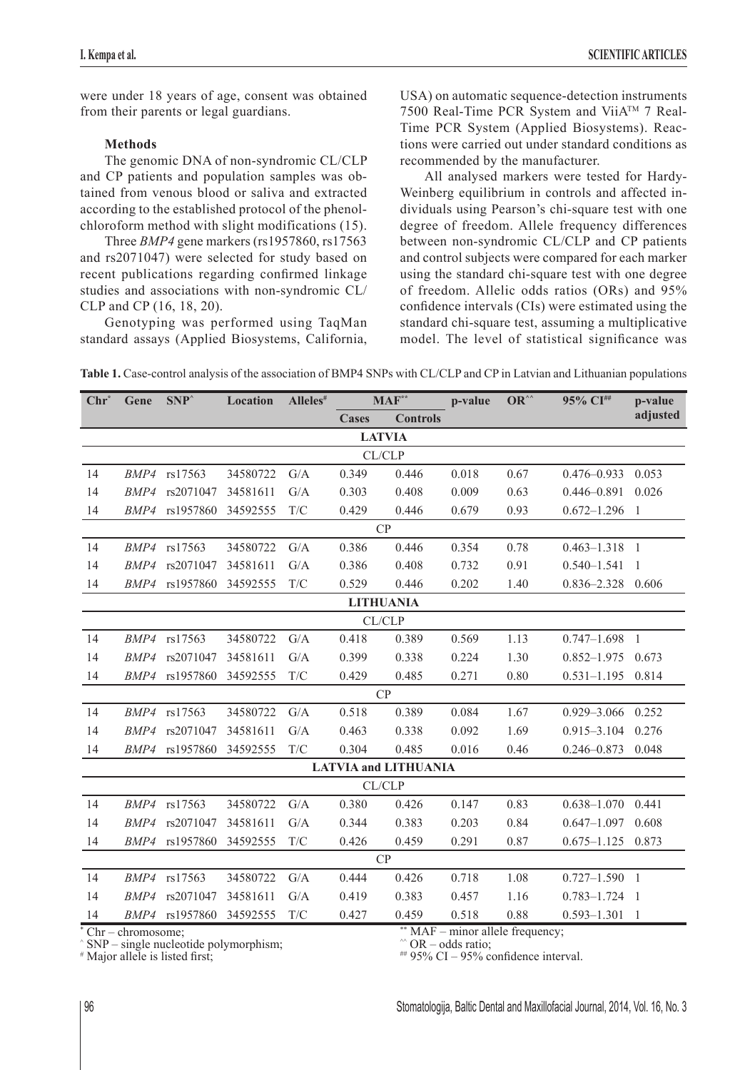were under 18 years of age, consent was obtained from their parents or legal guardians.

**Methods**

The genomic DNA of non-syndromic CL/CLP and CP patients and population samples was obtained from venous blood or saliva and extracted according to the established protocol of the phenol-chloroform method with slight modifications (15).

Three *BMP4* gene markers (rs1957860, rs17563 and rs2071047) were selected for study based on recent publications regarding confirmed linkage studies and associations with non-syndromic CL/CLP and CP (16, 18, 20).

Genotyping was performed using TaqMan standard assays (Applied Biosystems, California, USA) on automatic sequence-detection instruments 7500 Real-Time PCR System and ViiA™ 7 Real-Time PCR System (Applied Biosystems). Reactions were carried out under standard conditions as recommended by the manufacturer.

All analysed markers were tested for Hardy-Weinberg equilibrium in controls and affected individuals using Pearson's chi-square test with one degree of freedom. Allele frequency differences between non-syndromic CL/CLP and CP patients and control subjects were compared for each marker using the standard chi-square test with one degree of freedom. Allelic odds ratios (ORs) and 95% confidence intervals (CIs) were estimated using the standard chi-square test, assuming a multiplicative model. The level of statistical significance was

**Table 1.** Case-control analysis of the association of BMP4 SNPs with CL/CLP and CP in Latvian and Lithuanian populations

| Chr* | Gene | SNP^ | Location | Alleles# | MAF** | | p-value | OR^^ | 95% CI## | p-value adjusted |
|---|---|---|---|---|---|---|---|---|---|---|
| | | | | | Cases | Controls | | | | |
| **LATVIA** | | | | | | | | | | |
| CL/CLP | | | | | | | | | | |
| 14 | *BMP4* | rs17563 | 34580722 | G/A | 0.349 | 0.446 | 0.018 | 0.67 | 0.476–0.933 | 0.053 |
| 14 | *BMP4* | rs2071047 | 34581611 | G/A | 0.303 | 0.408 | 0.009 | 0.63 | 0.446–0.891 | 0.026 |
| 14 | *BMP4* | rs1957860 | 34592555 | T/C | 0.429 | 0.446 | 0.679 | 0.93 | 0.672–1.296 | 1 |
| CP | | | | | | | | | | |
| 14 | *BMP4* | rs17563 | 34580722 | G/A | 0.386 | 0.446 | 0.354 | 0.78 | 0.463–1.318 | 1 |
| 14 | *BMP4* | rs2071047 | 34581611 | G/A | 0.386 | 0.408 | 0.732 | 0.91 | 0.540–1.541 | 1 |
| 14 | *BMP4* | rs1957860 | 34592555 | T/C | 0.529 | 0.446 | 0.202 | 1.40 | 0.836–2.328 | 0.606 |
| **LITHUANIA** | | | | | | | | | | |
| CL/CLP | | | | | | | | | | |
| 14 | *BMP4* | rs17563 | 34580722 | G/A | 0.418 | 0.389 | 0.569 | 1.13 | 0.747–1.698 | 1 |
| 14 | *BMP4* | rs2071047 | 34581611 | G/A | 0.399 | 0.338 | 0.224 | 1.30 | 0.852–1.975 | 0.673 |
| 14 | *BMP4* | rs1957860 | 34592555 | T/C | 0.429 | 0.485 | 0.271 | 0.80 | 0.531–1.195 | 0.814 |
| CP | | | | | | | | | | |
| 14 | *BMP4* | rs17563 | 34580722 | G/A | 0.518 | 0.389 | 0.084 | 1.67 | 0.929–3.066 | 0.252 |
| 14 | *BMP4* | rs2071047 | 34581611 | G/A | 0.463 | 0.338 | 0.092 | 1.69 | 0.915–3.104 | 0.276 |
| 14 | *BMP4* | rs1957860 | 34592555 | T/C | 0.304 | 0.485 | 0.016 | 0.46 | 0.246–0.873 | 0.048 |
| **LATVIA and LITHUANIA** | | | | | | | | | | |
| CL/CLP | | | | | | | | | | |
| 14 | *BMP4* | rs17563 | 34580722 | G/A | 0.380 | 0.426 | 0.147 | 0.83 | 0.638–1.070 | 0.441 |
| 14 | *BMP4* | rs2071047 | 34581611 | G/A | 0.344 | 0.383 | 0.203 | 0.84 | 0.647–1.097 | 0.608 |
| 14 | *BMP4* | rs1957860 | 34592555 | T/C | 0.426 | 0.459 | 0.291 | 0.87 | 0.675–1.125 | 0.873 |
| CP | | | | | | | | | | |
| 14 | *BMP4* | rs17563 | 34580722 | G/A | 0.444 | 0.426 | 0.718 | 1.08 | 0.727–1.590 | 1 |
| 14 | *BMP4* | rs2071047 | 34581611 | G/A | 0.419 | 0.383 | 0.457 | 1.16 | 0.783–1.724 | 1 |
| 14 | *BMP4* | rs1957860 | 34592555 | T/C | 0.427 | 0.459 | 0.518 | 0.88 | 0.593–1.301 | 1 |

\* Chr – chromosome;
^ SNP – single nucleotide polymorphism;
# Major allele is listed first;
** MAF – minor allele frequency;
^^ OR – odds ratio;
## 95% CI – 95% confidence interval.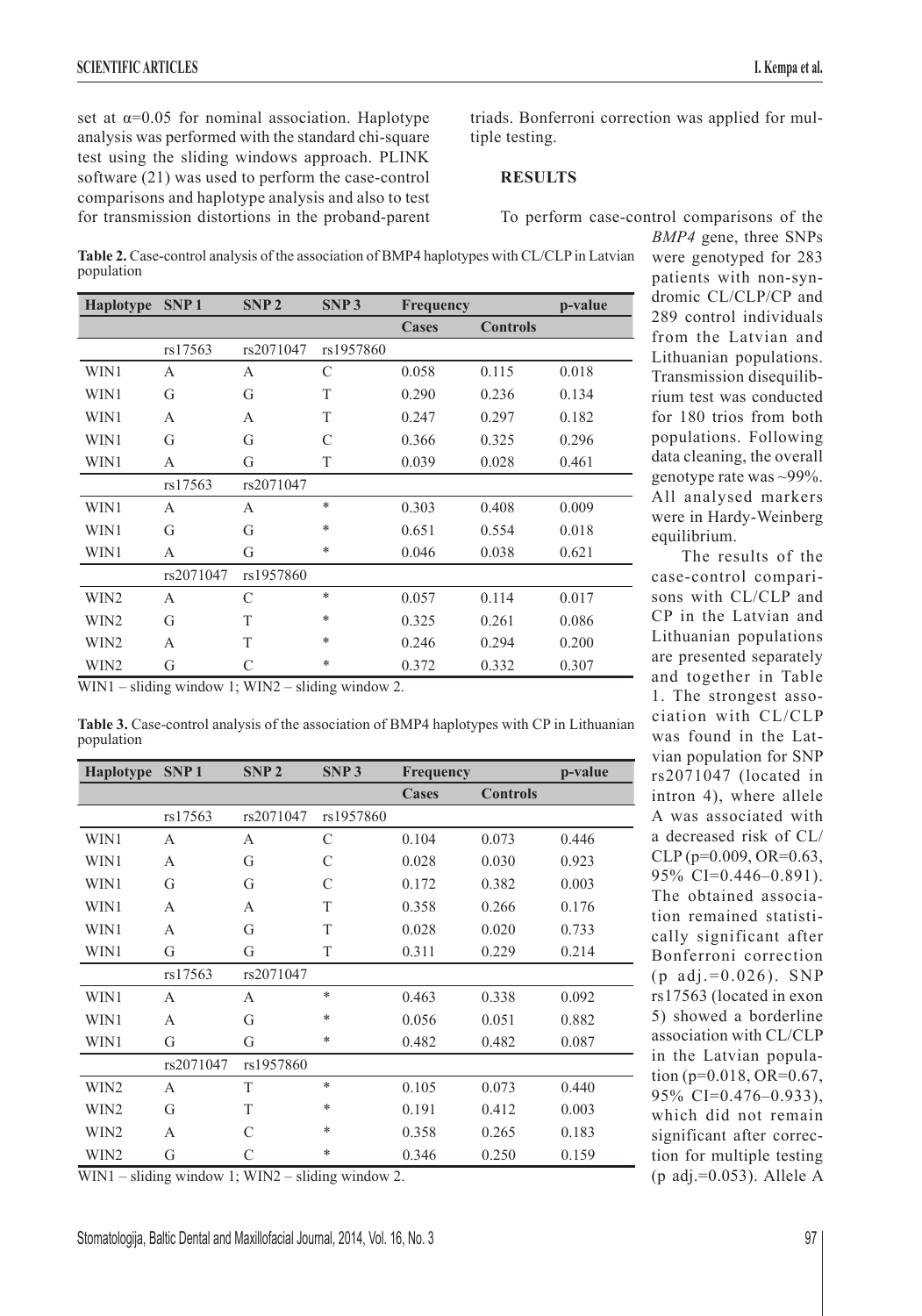set at $\alpha=0.05$ for nominal association. Haplotype analysis was performed with the standard chi-square test using the sliding windows approach. PLINK software (21) was used to perform the case-control comparisons and haplotype analysis and also to test for transmission distortions in the proband-parent triads. Bonferroni correction was applied for multiple testing.

**Table 2.** Case-control analysis of the association of BMP4 haplotypes with CL/CLP in Latvian population

| Haplotype | SNP 1 | SNP 2 | SNP 3 | Frequency | | p-value |
|---|---|---|---|---|---|---|
| | | | | Cases | Controls | |
| | rs17563 | rs2071047 | rs1957860 | | | |
| WIN1 | A | A | C | 0.058 | 0.115 | 0.018 |
| WIN1 | G | G | T | 0.290 | 0.236 | 0.134 |
| WIN1 | A | A | T | 0.247 | 0.297 | 0.182 |
| WIN1 | G | G | C | 0.366 | 0.325 | 0.296 |
| WIN1 | A | G | T | 0.039 | 0.028 | 0.461 |
| | rs17563 | rs2071047 | | | | |
| WIN1 | A | A | * | 0.303 | 0.408 | 0.009 |
| WIN1 | G | G | * | 0.651 | 0.554 | 0.018 |
| WIN1 | A | G | * | 0.046 | 0.038 | 0.621 |
| | rs2071047 | rs1957860 | | | | |
| WIN2 | A | C | * | 0.057 | 0.114 | 0.017 |
| WIN2 | G | T | * | 0.325 | 0.261 | 0.086 |
| WIN2 | A | T | * | 0.246 | 0.294 | 0.200 |
| WIN2 | G | C | * | 0.372 | 0.332 | 0.307 |

WIN1 – sliding window 1; WIN2 – sliding window 2.

**Table 3.** Case-control analysis of the association of BMP4 haplotypes with CP in Lithuanian population

| Haplotype | SNP 1 | SNP 2 | SNP 3 | Frequency | | p-value |
|---|---|---|---|---|---|---|
| | | | | Cases | Controls | |
| | rs17563 | rs2071047 | rs1957860 | | | |
| WIN1 | A | A | C | 0.104 | 0.073 | 0.446 |
| WIN1 | A | G | C | 0.028 | 0.030 | 0.923 |
| WIN1 | G | G | C | 0.172 | 0.382 | 0.003 |
| WIN1 | A | A | T | 0.358 | 0.266 | 0.176 |
| WIN1 | A | G | T | 0.028 | 0.020 | 0.733 |
| WIN1 | G | G | T | 0.311 | 0.229 | 0.214 |
| | rs17563 | rs2071047 | | | | |
| WIN1 | A | A | * | 0.463 | 0.338 | 0.092 |
| WIN1 | A | G | * | 0.056 | 0.051 | 0.882 |
| WIN1 | G | G | * | 0.482 | 0.482 | 0.087 |
| | rs2071047 | rs1957860 | | | | |
| WIN2 | A | T | * | 0.105 | 0.073 | 0.440 |
| WIN2 | G | T | * | 0.191 | 0.412 | 0.003 |
| WIN2 | A | C | * | 0.358 | 0.265 | 0.183 |
| WIN2 | G | C | * | 0.346 | 0.250 | 0.159 |

WIN1 – sliding window 1; WIN2 – sliding window 2.

## RESULTS

To perform case-control comparisons of the *BMP4* gene, three SNPs were genotyped for 283 patients with non-syndromic CL/CLP/CP and 289 control individuals from the Latvian and Lithuanian populations. Transmission disequilibrium test was conducted for 180 trios from both populations. Following data cleaning, the overall genotype rate was ~99%. All analysed markers were in Hardy-Weinberg equilibrium.

The results of the case-control comparisons with CL/CLP and CP in the Latvian and Lithuanian populations are presented separately and together in Table 1. The strongest association with CL/CLP was found in the Latvian population for SNP rs2071047 (located in intron 4), where allele A was associated with a decreased risk of CL/CLP (p=0.009, OR=0.63, 95% CI=0.446–0.891). The obtained association remained statistically significant after Bonferroni correction (p adj.=0.026). SNP rs17563 (located in exon 5) showed a borderline association with CL/CLP in the Latvian population (p=0.018, OR=0.67, 95% CI=0.476–0.933), which did not remain significant after correction for multiple testing (p adj.=0.053). Allele A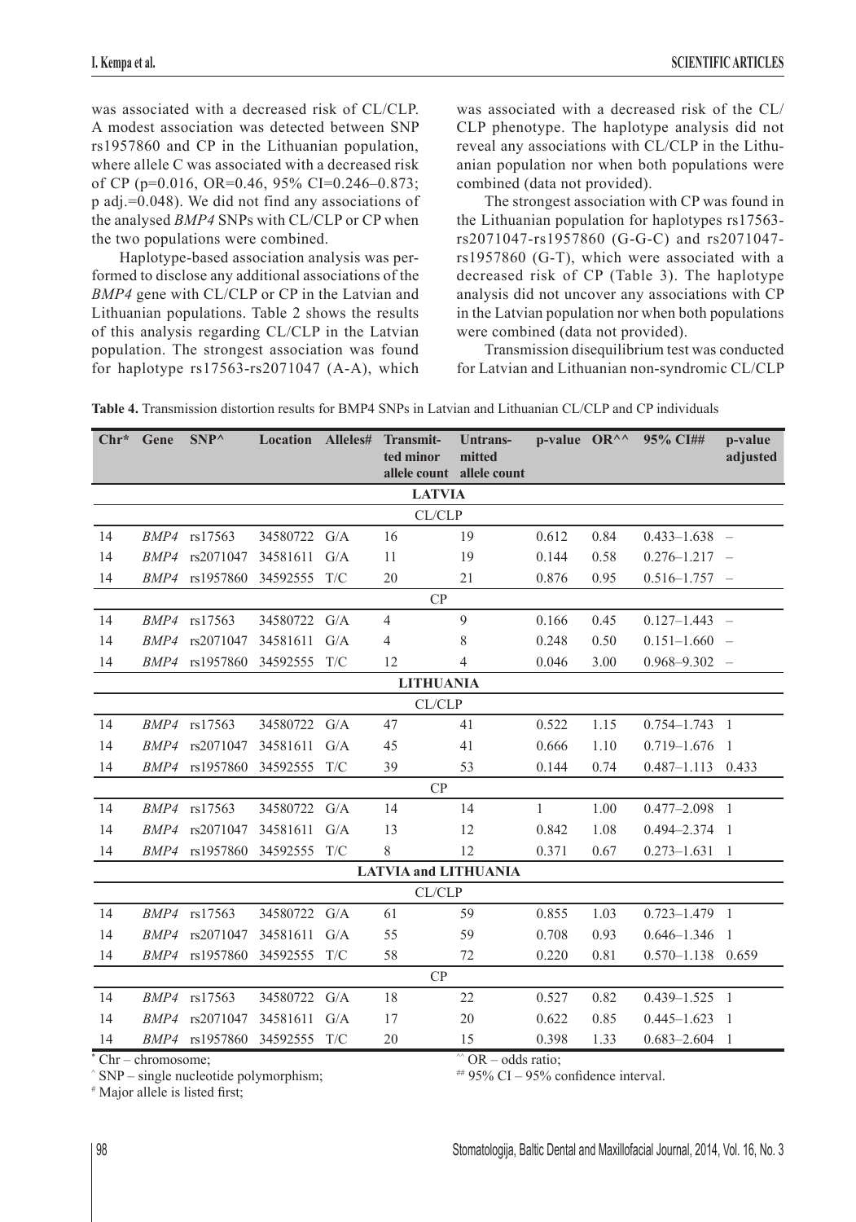was associated with a decreased risk of CL/CLP. A modest association was detected between SNP rs1957860 and CP in the Lithuanian population, where allele C was associated with a decreased risk of CP (p=0.016, OR=0.46, 95% CI=0.246–0.873; p adj.=0.048). We did not find any associations of the analysed *BMP4* SNPs with CL/CLP or CP when the two populations were combined.

Haplotype-based association analysis was performed to disclose any additional associations of the *BMP4* gene with CL/CLP or CP in the Latvian and Lithuanian populations. Table 2 shows the results of this analysis regarding CL/CLP in the Latvian population. The strongest association was found for haplotype rs17563-rs2071047 (A-A), which was associated with a decreased risk of the CL/CLP phenotype. The haplotype analysis did not reveal any associations with CL/CLP in the Lithuanian population nor when both populations were combined (data not provided).

The strongest association with CP was found in the Lithuanian population for haplotypes rs17563-rs2071047-rs1957860 (G-G-C) and rs2071047-rs1957860 (G-T), which were associated with a decreased risk of CP (Table 3). The haplotype analysis did not uncover any associations with CP in the Latvian population nor when both populations were combined (data not provided).

Transmission disequilibrium test was conducted for Latvian and Lithuanian non-syndromic CL/CLP

**Table 4.** Transmission distortion results for BMP4 SNPs in Latvian and Lithuanian CL/CLP and CP individuals

| Chr* | Gene | SNP^ | Location | Alleles# | Transmitted minor allele count | Untransmitted allele count | p-value | OR^^ | 95% CI## | p-value adjusted |
|---|---|---|---|---|---|---|---|---|---|---|
| **LATVIA** | | | | | | | | | | |
| CL/CLP | | | | | | | | | | |
| 14 | *BMP4* | rs17563 | 34580722 | G/A | 16 | 19 | 0.612 | 0.84 | 0.433–1.638 | – |
| 14 | *BMP4* | rs2071047 | 34581611 | G/A | 11 | 19 | 0.144 | 0.58 | 0.276–1.217 | – |
| 14 | *BMP4* | rs1957860 | 34592555 | T/C | 20 | 21 | 0.876 | 0.95 | 0.516–1.757 | – |
| CP | | | | | | | | | | |
| 14 | *BMP4* | rs17563 | 34580722 | G/A | 4 | 9 | 0.166 | 0.45 | 0.127–1.443 | – |
| 14 | *BMP4* | rs2071047 | 34581611 | G/A | 4 | 8 | 0.248 | 0.50 | 0.151–1.660 | – |
| 14 | *BMP4* | rs1957860 | 34592555 | T/C | 12 | 4 | 0.046 | 3.00 | 0.968–9.302 | – |
| **LITHUANIA** | | | | | | | | | | |
| CL/CLP | | | | | | | | | | |
| 14 | *BMP4* | rs17563 | 34580722 | G/A | 47 | 41 | 0.522 | 1.15 | 0.754–1.743 | 1 |
| 14 | *BMP4* | rs2071047 | 34581611 | G/A | 45 | 41 | 0.666 | 1.10 | 0.719–1.676 | 1 |
| 14 | *BMP4* | rs1957860 | 34592555 | T/C | 39 | 53 | 0.144 | 0.74 | 0.487–1.113 | 0.433 |
| CP | | | | | | | | | | |
| 14 | *BMP4* | rs17563 | 34580722 | G/A | 14 | 14 | 1 | 1.00 | 0.477–2.098 | 1 |
| 14 | *BMP4* | rs2071047 | 34581611 | G/A | 13 | 12 | 0.842 | 1.08 | 0.494–2.374 | 1 |
| 14 | *BMP4* | rs1957860 | 34592555 | T/C | 8 | 12 | 0.371 | 0.67 | 0.273–1.631 | 1 |
| **LATVIA and LITHUANIA** | | | | | | | | | | |
| CL/CLP | | | | | | | | | | |
| 14 | *BMP4* | rs17563 | 34580722 | G/A | 61 | 59 | 0.855 | 1.03 | 0.723–1.479 | 1 |
| 14 | *BMP4* | rs2071047 | 34581611 | G/A | 55 | 59 | 0.708 | 0.93 | 0.646–1.346 | 1 |
| 14 | *BMP4* | rs1957860 | 34592555 | T/C | 58 | 72 | 0.220 | 0.81 | 0.570–1.138 | 0.659 |
| CP | | | | | | | | | | |
| 14 | *BMP4* | rs17563 | 34580722 | G/A | 18 | 22 | 0.527 | 0.82 | 0.439–1.525 | 1 |
| 14 | *BMP4* | rs2071047 | 34581611 | G/A | 17 | 20 | 0.622 | 0.85 | 0.445–1.623 | 1 |
| 14 | *BMP4* | rs1957860 | 34592555 | T/C | 20 | 15 | 0.398 | 1.33 | 0.683–2.604 | 1 |

\* Chr – chromosome;
^ SNP – single nucleotide polymorphism;
# Major allele is listed first;
^^ OR – odds ratio;
## 95% CI – 95% confidence interval.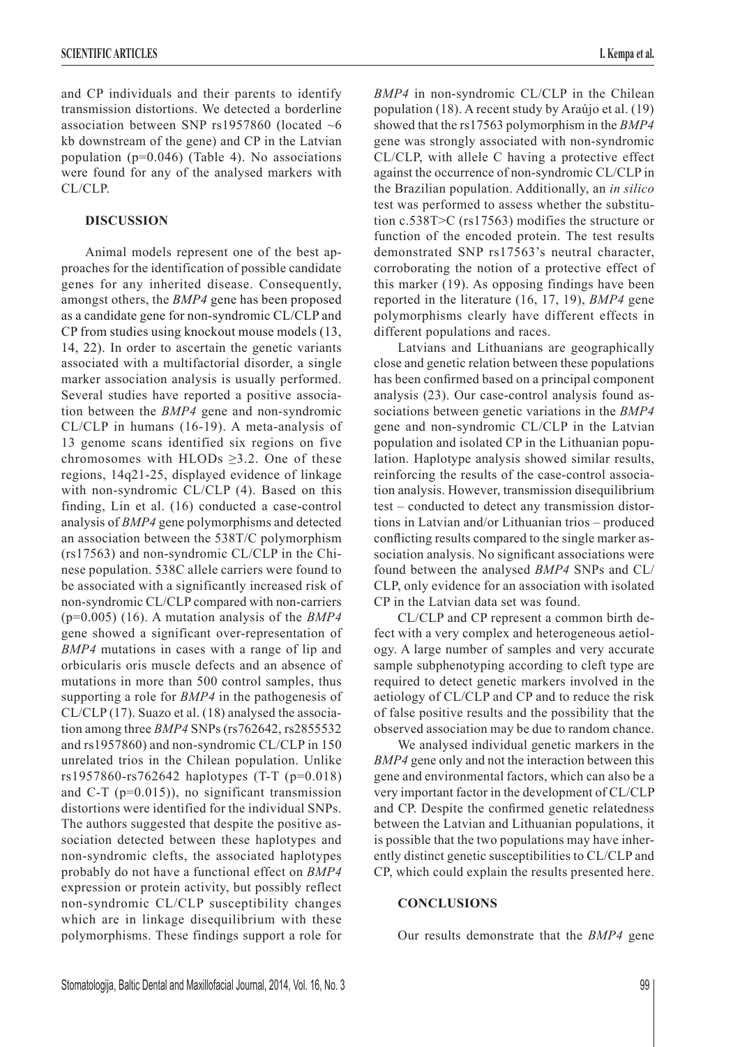and CP individuals and their parents to identify transmission distortions. We detected a borderline association between SNP rs1957860 (located ~6 kb downstream of the gene) and CP in the Latvian population (p=0.046) (Table 4). No associations were found for any of the analysed markers with CL/CLP.

## DISCUSSION

Animal models represent one of the best approaches for the identification of possible candidate genes for any inherited disease. Consequently, amongst others, the *BMP4* gene has been proposed as a candidate gene for non-syndromic CL/CLP and CP from studies using knockout mouse models (13, 14, 22). In order to ascertain the genetic variants associated with a multifactorial disorder, a single marker association analysis is usually performed. Several studies have reported a positive association between the *BMP4* gene and non-syndromic CL/CLP in humans (16-19). A meta-analysis of 13 genome scans identified six regions on five chromosomes with HLODs ≥3.2. One of these regions, 14q21-25, displayed evidence of linkage with non-syndromic CL/CLP (4). Based on this finding, Lin et al. (16) conducted a case-control analysis of *BMP4* gene polymorphisms and detected an association between the 538T/C polymorphism (rs17563) and non-syndromic CL/CLP in the Chinese population. 538C allele carriers were found to be associated with a significantly increased risk of non-syndromic CL/CLP compared with non-carriers (p=0.005) (16). A mutation analysis of the *BMP4* gene showed a significant over-representation of *BMP4* mutations in cases with a range of lip and orbicularis oris muscle defects and an absence of mutations in more than 500 control samples, thus supporting a role for *BMP4* in the pathogenesis of CL/CLP (17). Suazo et al. (18) analysed the association among three *BMP4* SNPs (rs762642, rs2855532 and rs1957860) and non-syndromic CL/CLP in 150 unrelated trios in the Chilean population. Unlike rs1957860-rs762642 haplotypes (T-T (p=0.018) and C-T (p=0.015)), no significant transmission distortions were identified for the individual SNPs. The authors suggested that despite the positive association detected between these haplotypes and non-syndromic clefts, the associated haplotypes probably do not have a functional effect on *BMP4* expression or protein activity, but possibly reflect non-syndromic CL/CLP susceptibility changes which are in linkage disequilibrium with these polymorphisms. These findings support a role for *BMP4* in non-syndromic CL/CLP in the Chilean population (18). A recent study by Araújo et al. (19) showed that the rs17563 polymorphism in the *BMP4* gene was strongly associated with non-syndromic CL/CLP, with allele C having a protective effect against the occurrence of non-syndromic CL/CLP in the Brazilian population. Additionally, an *in silico* test was performed to assess whether the substitution c.538T>C (rs17563) modifies the structure or function of the encoded protein. The test results demonstrated SNP rs17563's neutral character, corroborating the notion of a protective effect of this marker (19). As opposing findings have been reported in the literature (16, 17, 19), *BMP4* gene polymorphisms clearly have different effects in different populations and races.

Latvians and Lithuanians are geographically close and genetic relation between these populations has been confirmed based on a principal component analysis (23). Our case-control analysis found associations between genetic variations in the *BMP4* gene and non-syndromic CL/CLP in the Latvian population and isolated CP in the Lithuanian population. Haplotype analysis showed similar results, reinforcing the results of the case-control association analysis. However, transmission disequilibrium test – conducted to detect any transmission distortions in Latvian and/or Lithuanian trios – produced conflicting results compared to the single marker association analysis. No significant associations were found between the analysed *BMP4* SNPs and CL/CLP, only evidence for an association with isolated CP in the Latvian data set was found.

CL/CLP and CP represent a common birth defect with a very complex and heterogeneous aetiology. A large number of samples and very accurate sample subphenotyping according to cleft type are required to detect genetic markers involved in the aetiology of CL/CLP and CP and to reduce the risk of false positive results and the possibility that the observed association may be due to random chance.

We analysed individual genetic markers in the *BMP4* gene only and not the interaction between this gene and environmental factors, which can also be a very important factor in the development of CL/CLP and CP. Despite the confirmed genetic relatedness between the Latvian and Lithuanian populations, it is possible that the two populations may have inherently distinct genetic susceptibilities to CL/CLP and CP, which could explain the results presented here.

## CONCLUSIONS

Our results demonstrate that the *BMP4* gene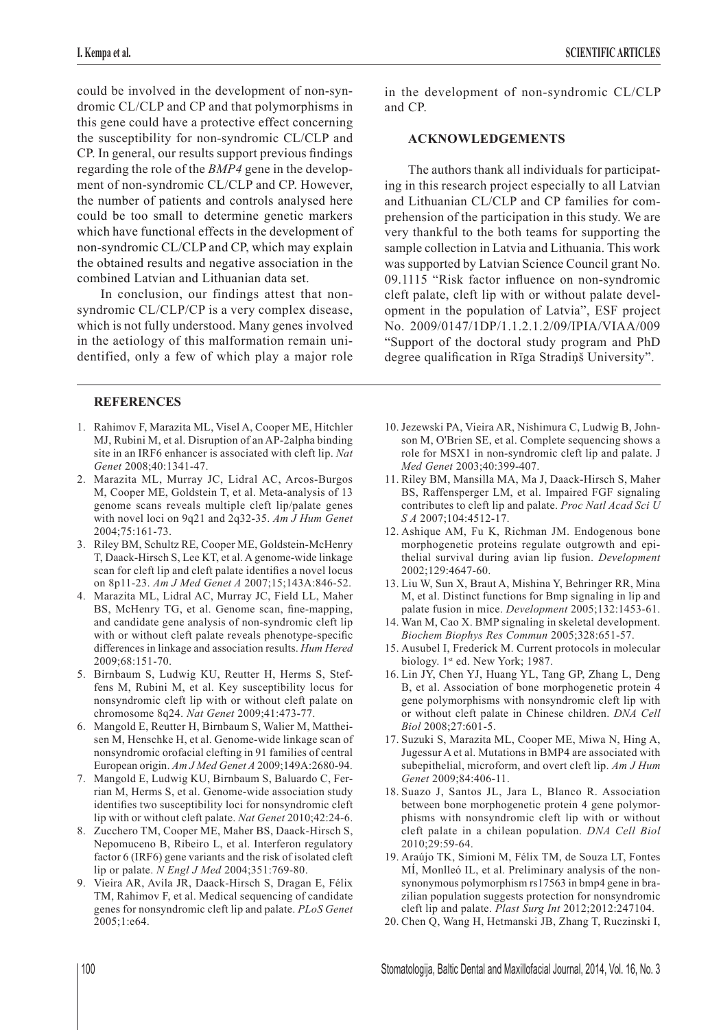could be involved in the development of non-syndromic CL/CLP and CP and that polymorphisms in this gene could have a protective effect concerning the susceptibility for non-syndromic CL/CLP and CP. In general, our results support previous findings regarding the role of the *BMP4* gene in the development of non-syndromic CL/CLP and CP. However, the number of patients and controls analysed here could be too small to determine genetic markers which have functional effects in the development of non-syndromic CL/CLP and CP, which may explain the obtained results and negative association in the combined Latvian and Lithuanian data set.

In conclusion, our findings attest that non-syndromic CL/CLP/CP is a very complex disease, which is not fully understood. Many genes involved in the aetiology of this malformation remain unidentified, only a few of which play a major role in the development of non-syndromic CL/CLP and CP.

## ACKNOWLEDGEMENTS

The authors thank all individuals for participating in this research project especially to all Latvian and Lithuanian CL/CLP and CP families for comprehension of the participation in this study. We are very thankful to the both teams for supporting the sample collection in Latvia and Lithuania. This work was supported by Latvian Science Council grant No. 09.1115 "Risk factor influence on non-syndromic cleft palate, cleft lip with or without palate development in the population of Latvia", ESF project No. 2009/0147/1DP/1.1.2.1.2/09/IPIA/VIAA/009 "Support of the doctoral study program and PhD degree qualification in Rīga Stradiņš University".

## REFERENCES

1. Rahimov F, Marazita ML, Visel A, Cooper ME, Hitchler MJ, Rubini M, et al. Disruption of an AP-2alpha binding site in an IRF6 enhancer is associated with cleft lip. *Nat Genet* 2008;40:1341-47.
2. Marazita ML, Murray JC, Lidral AC, Arcos-Burgos M, Cooper ME, Goldstein T, et al. Meta-analysis of 13 genome scans reveals multiple cleft lip/palate genes with novel loci on 9q21 and 2q32-35. *Am J Hum Genet* 2004;75:161-73.
3. Riley BM, Schultz RE, Cooper ME, Goldstein-McHenry T, Daack-Hirsch S, Lee KT, et al. A genome-wide linkage scan for cleft lip and cleft palate identifies a novel locus on 8p11-23. *Am J Med Genet A* 2007;15;143A:846-52.
4. Marazita ML, Lidral AC, Murray JC, Field LL, Maher BS, McHenry TG, et al. Genome scan, fine-mapping, and candidate gene analysis of non-syndromic cleft lip with or without cleft palate reveals phenotype-specific differences in linkage and association results. *Hum Hered* 2009;68:151-70.
5. Birnbaum S, Ludwig KU, Reutter H, Herms S, Steffens M, Rubini M, et al. Key susceptibility locus for nonsyndromic cleft lip with or without cleft palate on chromosome 8q24. *Nat Genet* 2009;41:473-77.
6. Mangold E, Reutter H, Birnbaum S, Walier M, Mattheisen M, Henschke H, et al. Genome-wide linkage scan of nonsyndromic orofacial clefting in 91 families of central European origin. *Am J Med Genet A* 2009;149A:2680-94.
7. Mangold E, Ludwig KU, Birnbaum S, Baluardo C, Ferrian M, Herms S, et al. Genome-wide association study identifies two susceptibility loci for nonsyndromic cleft lip with or without cleft palate. *Nat Genet* 2010;42:24-6.
8. Zucchero TM, Cooper ME, Maher BS, Daack-Hirsch S, Nepomuceno B, Ribeiro L, et al. Interferon regulatory factor 6 (IRF6) gene variants and the risk of isolated cleft lip or palate. *N Engl J Med* 2004;351:769-80.
9. Vieira AR, Avila JR, Daack-Hirsch S, Dragan E, Félix TM, Rahimov F, et al. Medical sequencing of candidate genes for nonsyndromic cleft lip and palate. *PLoS Genet* 2005;1:e64.
10. Jezewski PA, Vieira AR, Nishimura C, Ludwig B, Johnson M, O'Brien SE, et al. Complete sequencing shows a role for MSX1 in non-syndromic cleft lip and palate. J *Med Genet* 2003;40:399-407.
11. Riley BM, Mansilla MA, Ma J, Daack-Hirsch S, Maher BS, Raffensperger LM, et al. Impaired FGF signaling contributes to cleft lip and palate. *Proc Natl Acad Sci U S A* 2007;104:4512-17.
12. Ashique AM, Fu K, Richman JM. Endogenous bone morphogenetic proteins regulate outgrowth and epithelial survival during avian lip fusion. *Development* 2002;129:4647-60.
13. Liu W, Sun X, Braut A, Mishina Y, Behringer RR, Mina M, et al. Distinct functions for Bmp signaling in lip and palate fusion in mice. *Development* 2005;132:1453-61.
14. Wan M, Cao X. BMP signaling in skeletal development. *Biochem Biophys Res Commun* 2005;328:651-57.
15. Ausubel I, Frederick M. Current protocols in molecular biology. 1st ed. New York; 1987.
16. Lin JY, Chen YJ, Huang YL, Tang GP, Zhang L, Deng B, et al. Association of bone morphogenetic protein 4 gene polymorphisms with nonsyndromic cleft lip with or without cleft palate in Chinese children. *DNA Cell Biol* 2008;27:601-5.
17. Suzuki S, Marazita ML, Cooper ME, Miwa N, Hing A, Jugessur A et al. Mutations in BMP4 are associated with subepithelial, microform, and overt cleft lip. *Am J Hum Genet* 2009;84:406-11.
18. Suazo J, Santos JL, Jara L, Blanco R. Association between bone morphogenetic protein 4 gene polymorphisms with nonsyndromic cleft lip with or without cleft palate in a chilean population. *DNA Cell Biol* 2010;29:59-64.
19. Araújo TK, Simioni M, Félix TM, de Souza LT, Fontes MÍ, Monlleó IL, et al. Preliminary analysis of the nonsynonymous polymorphism rs17563 in bmp4 gene in brazilian population suggests protection for nonsyndromic cleft lip and palate. *Plast Surg Int* 2012;2012:247104.
20. Chen Q, Wang H, Hetmanski JB, Zhang T, Ruczinski I,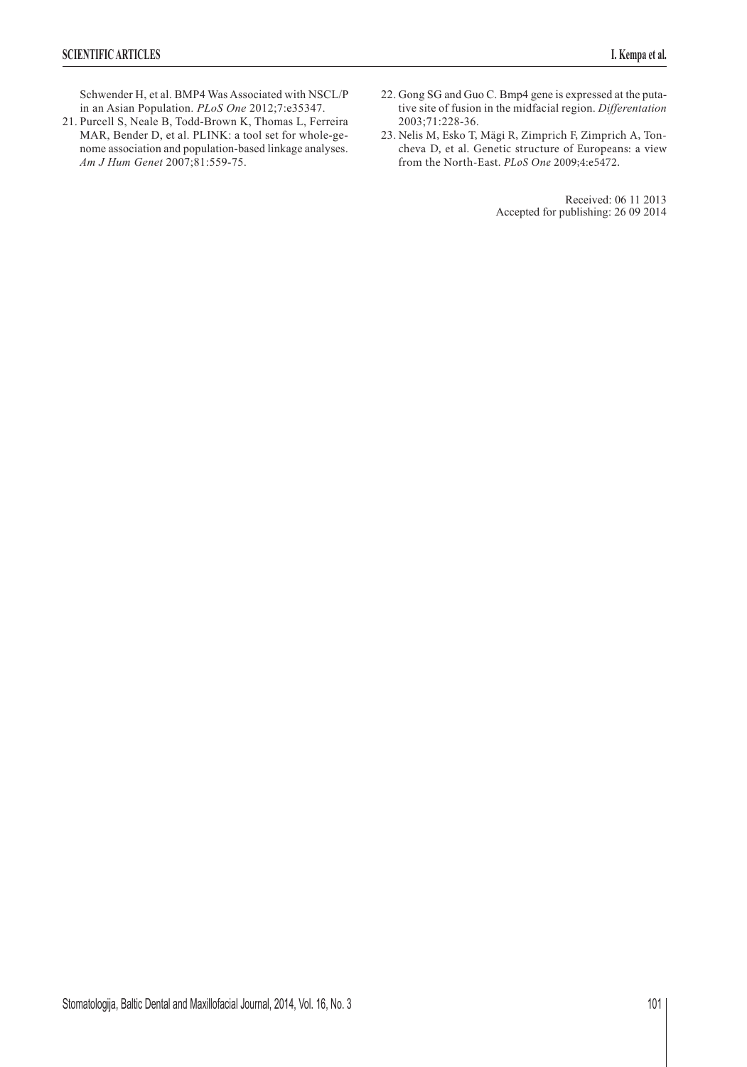Schwender H, et al. BMP4 Was Associated with NSCL/P in an Asian Population. *PLoS One* 2012;7:e35347.

21. Purcell S, Neale B, Todd-Brown K, Thomas L, Ferreira MAR, Bender D, et al. PLINK: a tool set for whole-genome association and population-based linkage analyses. *Am J Hum Genet* 2007;81:559-75.
22. Gong SG and Guo C. Bmp4 gene is expressed at the putative site of fusion in the midfacial region. *Differentation* 2003;71:228-36.
23. Nelis M, Esko T, Mägi R, Zimprich F, Zimprich A, Toncheva D, et al. Genetic structure of Europeans: a view from the North-East. *PLoS One* 2009;4:e5472.

Received: 06 11 2013
Accepted for publishing: 26 09 2014